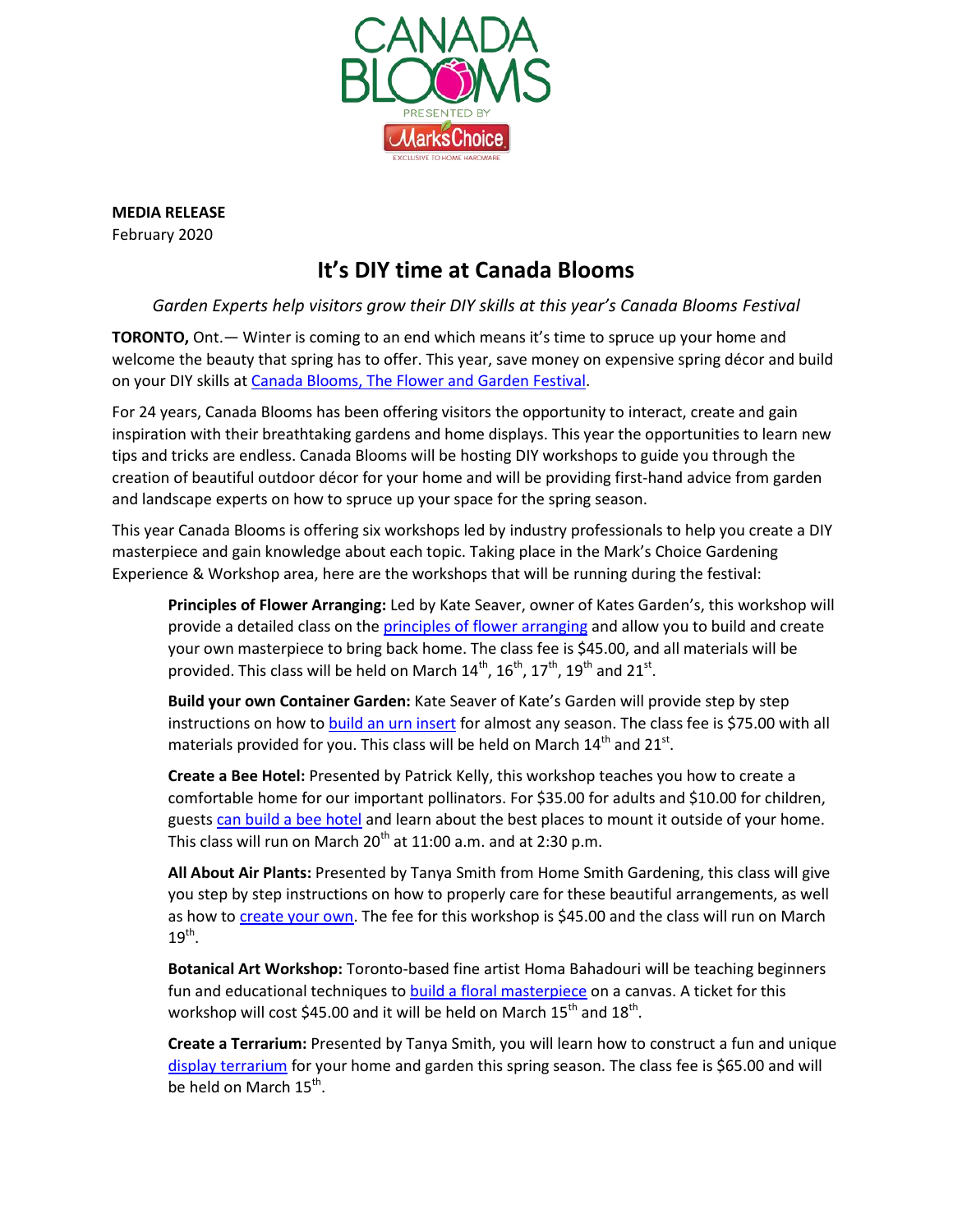**MEDIA RELEASE**
February 2020

# It's DIY time at Canada Blooms

*Garden Experts help visitors grow their DIY skills at this year's Canada Blooms Festival*

**TORONTO,** Ont.— Winter is coming to an end which means it's time to spruce up your home and welcome the beauty that spring has to offer. This year, save money on expensive spring décor and build on your DIY skills at Canada Blooms, The Flower and Garden Festival.

For 24 years, Canada Blooms has been offering visitors the opportunity to interact, create and gain inspiration with their breathtaking gardens and home displays. This year the opportunities to learn new tips and tricks are endless. Canada Blooms will be hosting DIY workshops to guide you through the creation of beautiful outdoor décor for your home and will be providing first-hand advice from garden and landscape experts on how to spruce up your space for the spring season.

This year Canada Blooms is offering six workshops led by industry professionals to help you create a DIY masterpiece and gain knowledge about each topic. Taking place in the Mark's Choice Gardening Experience & Workshop area, here are the workshops that will be running during the festival:

**Principles of Flower Arranging:** Led by Kate Seaver, owner of Kates Garden's, this workshop will provide a detailed class on the principles of flower arranging and allow you to build and create your own masterpiece to bring back home. The class fee is $45.00, and all materials will be provided. This class will be held on March 14th, 16th, 17th, 19th and 21st.

**Build your own Container Garden:** Kate Seaver of Kate's Garden will provide step by step instructions on how to build an urn insert for almost any season. The class fee is $75.00 with all materials provided for you. This class will be held on March 14th and 21st.

**Create a Bee Hotel:** Presented by Patrick Kelly, this workshop teaches you how to create a comfortable home for our important pollinators. For $35.00 for adults and $10.00 for children, guests can build a bee hotel and learn about the best places to mount it outside of your home. This class will run on March 20th at 11:00 a.m. and at 2:30 p.m.

**All About Air Plants:** Presented by Tanya Smith from Home Smith Gardening, this class will give you step by step instructions on how to properly care for these beautiful arrangements, as well as how to create your own. The fee for this workshop is $45.00 and the class will run on March 19th.

**Botanical Art Workshop:** Toronto-based fine artist Homa Bahadouri will be teaching beginners fun and educational techniques to build a floral masterpiece on a canvas. A ticket for this workshop will cost $45.00 and it will be held on March 15th and 18th.

**Create a Terrarium:** Presented by Tanya Smith, you will learn how to construct a fun and unique display terrarium for your home and garden this spring season. The class fee is $65.00 and will be held on March 15th.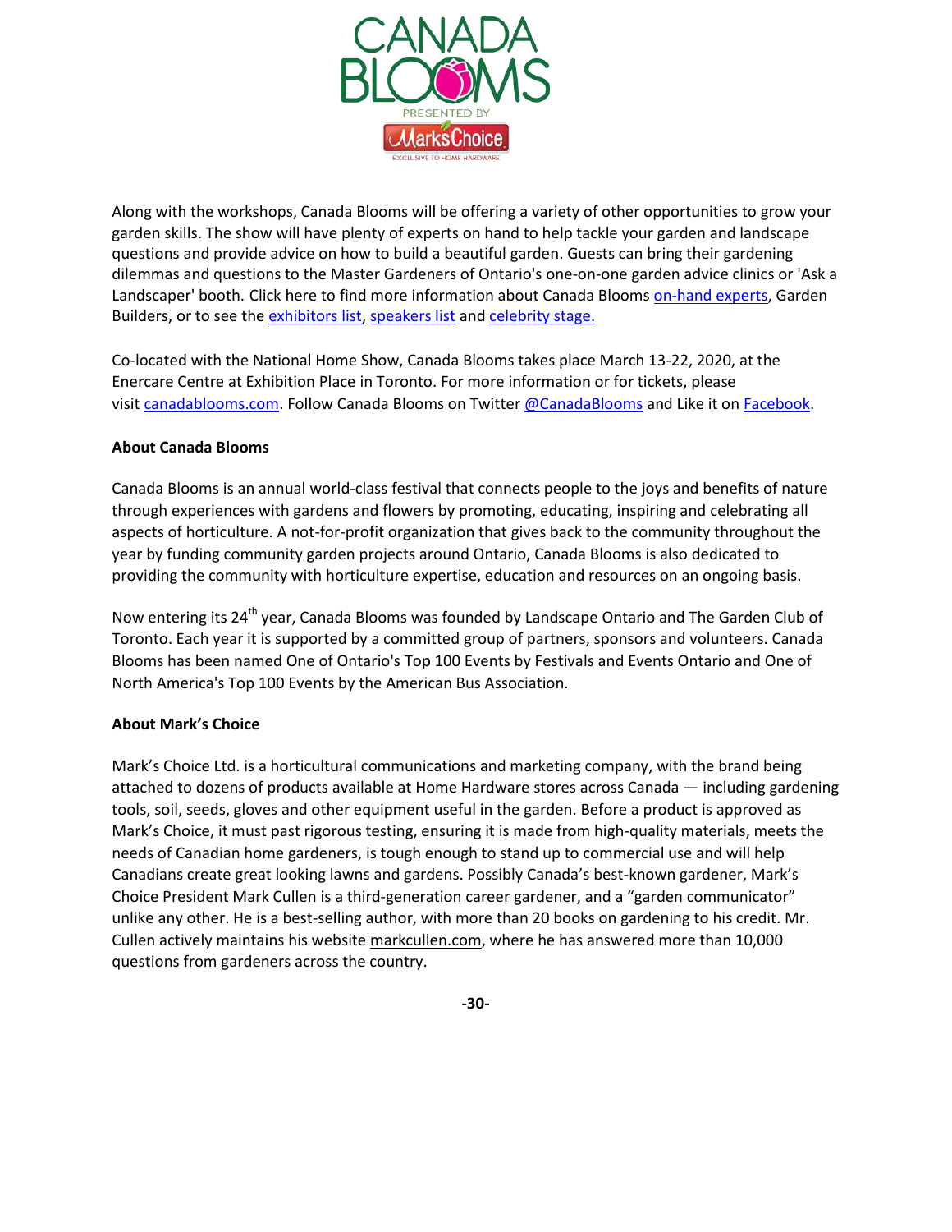Along with the workshops, Canada Blooms will be offering a variety of other opportunities to grow your garden skills. The show will have plenty of experts on hand to help tackle your garden and landscape questions and provide advice on how to build a beautiful garden. Guests can bring their gardening dilemmas and questions to the Master Gardeners of Ontario's one-on-one garden advice clinics or 'Ask a Landscaper' booth. Click here to find more information about Canada Blooms on-hand experts, Garden Builders, or to see the exhibitors list, speakers list and celebrity stage.

Co-located with the National Home Show, Canada Blooms takes place March 13-22, 2020, at the Enercare Centre at Exhibition Place in Toronto. For more information or for tickets, please visit canadablooms.com. Follow Canada Blooms on Twitter @CanadaBlooms and Like it on Facebook.

**About Canada Blooms**

Canada Blooms is an annual world-class festival that connects people to the joys and benefits of nature through experiences with gardens and flowers by promoting, educating, inspiring and celebrating all aspects of horticulture. A not-for-profit organization that gives back to the community throughout the year by funding community garden projects around Ontario, Canada Blooms is also dedicated to providing the community with horticulture expertise, education and resources on an ongoing basis.

Now entering its 24th year, Canada Blooms was founded by Landscape Ontario and The Garden Club of Toronto. Each year it is supported by a committed group of partners, sponsors and volunteers. Canada Blooms has been named One of Ontario's Top 100 Events by Festivals and Events Ontario and One of North America's Top 100 Events by the American Bus Association.

**About Mark's Choice**

Mark's Choice Ltd. is a horticultural communications and marketing company, with the brand being attached to dozens of products available at Home Hardware stores across Canada — including gardening tools, soil, seeds, gloves and other equipment useful in the garden. Before a product is approved as Mark's Choice, it must past rigorous testing, ensuring it is made from high-quality materials, meets the needs of Canadian home gardeners, is tough enough to stand up to commercial use and will help Canadians create great looking lawns and gardens. Possibly Canada's best-known gardener, Mark's Choice President Mark Cullen is a third-generation career gardener, and a "garden communicator" unlike any other. He is a best-selling author, with more than 20 books on gardening to his credit. Mr. Cullen actively maintains his website markcullen.com, where he has answered more than 10,000 questions from gardeners across the country.

**-30-**